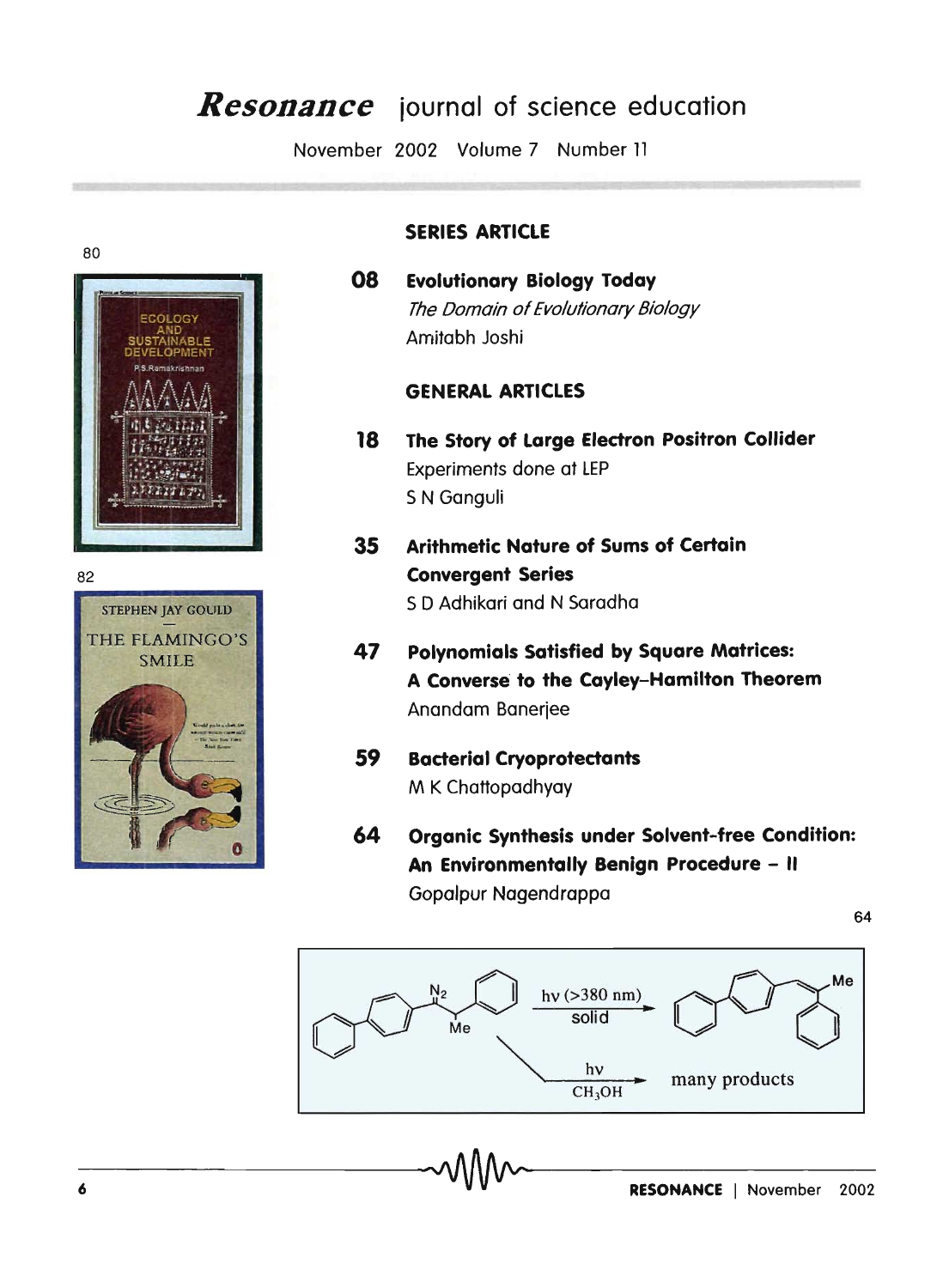# *Resonance* journal of science education

November 2002 Volume 7 Number 11

## SERIES ARTICLE

**08 Evolutionary Biology Today**
*The Domain of Evolutionary Biology*
Amitabh Joshi

## GENERAL ARTICLES

**18 The Story of Large Electron Positron Collider**
Experiments done at LEP
S N Ganguli

**35 Arithmetic Nature of Sums of Certain Convergent Series**
S D Adhikari and N Saradha

**47 Polynomials Satisfied by Square Matrices: A Converse to the Cayley–Hamilton Theorem**
Anandam Banerjee

**59 Bacterial Cryoprotectants**
M K Chattopadhyay

**64 Organic Synthesis under Solvent-free Condition: An Environmentally Benign Procedure – II**
Gopalpur Nagendrappa

80

ECOLOGY AND SUSTAINABLE DEVELOPMENT
P.S. Ramakrishnan

82

STEPHEN JAY GOULD
THE FLAMINGO'S SMILE

64

$h\nu$ (>380 nm), solid

$h\nu$, $CH_3OH$ → many products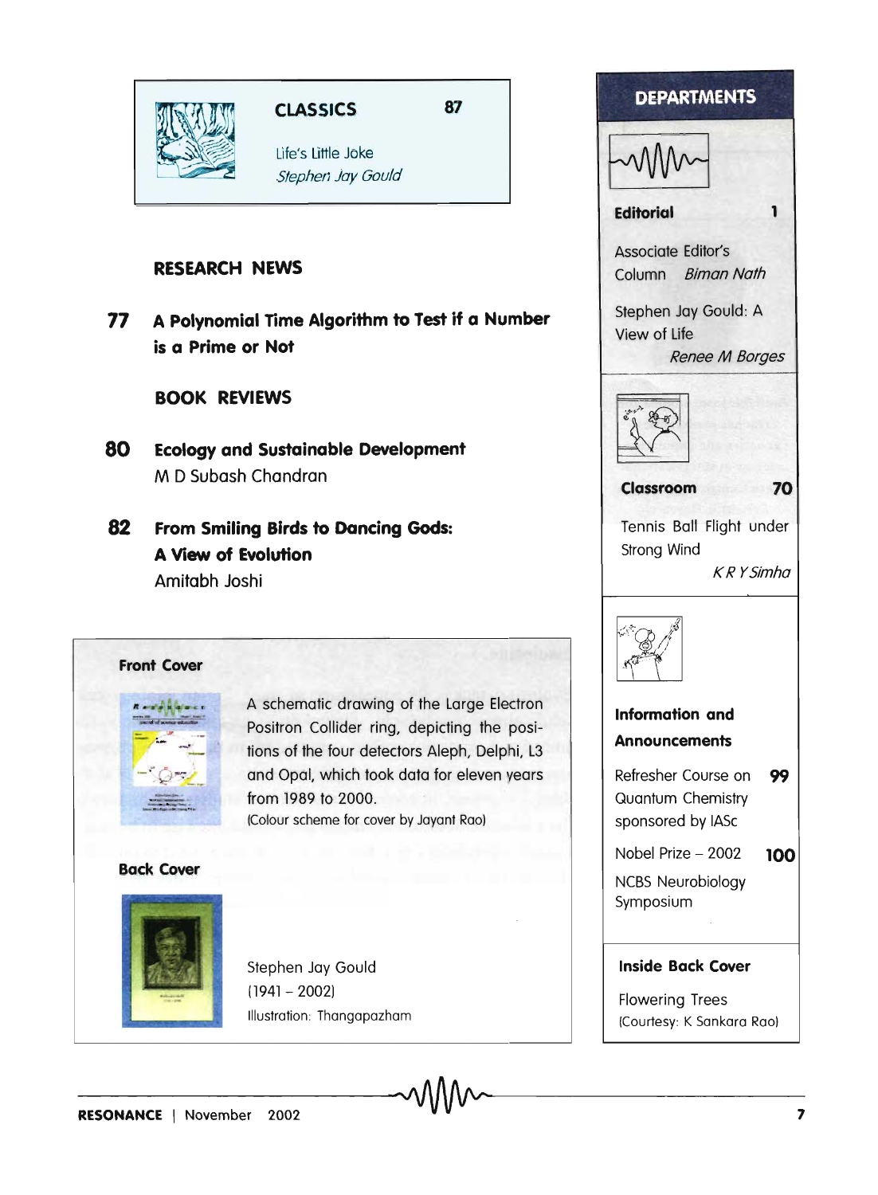## CLASSICS

87

Life's Little Joke
*Stephen Jay Gould*

## RESEARCH NEWS

**77** **A Polynomial Time Algorithm to Test if a Number is a Prime or Not**

## BOOK REVIEWS

**80** **Ecology and Sustainable Development**
M D Subash Chandran

**82** **From Smiling Birds to Dancing Gods: A View of Evolution**
Amitabh Joshi

### Front Cover

A schematic drawing of the Large Electron Positron Collider ring, depicting the positions of the four detectors Aleph, Delphi, L3 and Opal, which took data for eleven years from 1989 to 2000.
(Colour scheme for cover by Jayant Rao)

### Back Cover

Stephen Jay Gould
(1941 – 2002)
Illustration: Thangapazham

## DEPARTMENTS

**Editorial** **1**

Associate Editor's Column *Biman Nath*

Stephen Jay Gould: A View of Life
*Renee M Borges*

**Classroom** **70**

Tennis Ball Flight under Strong Wind
*K R Y Simha*

**Information and Announcements**

Refresher Course on Quantum Chemistry sponsored by IASc **99**

Nobel Prize – 2002 **100**

NCBS Neurobiology Symposium

**Inside Back Cover**

Flowering Trees
(Courtesy: K Sankara Rao)